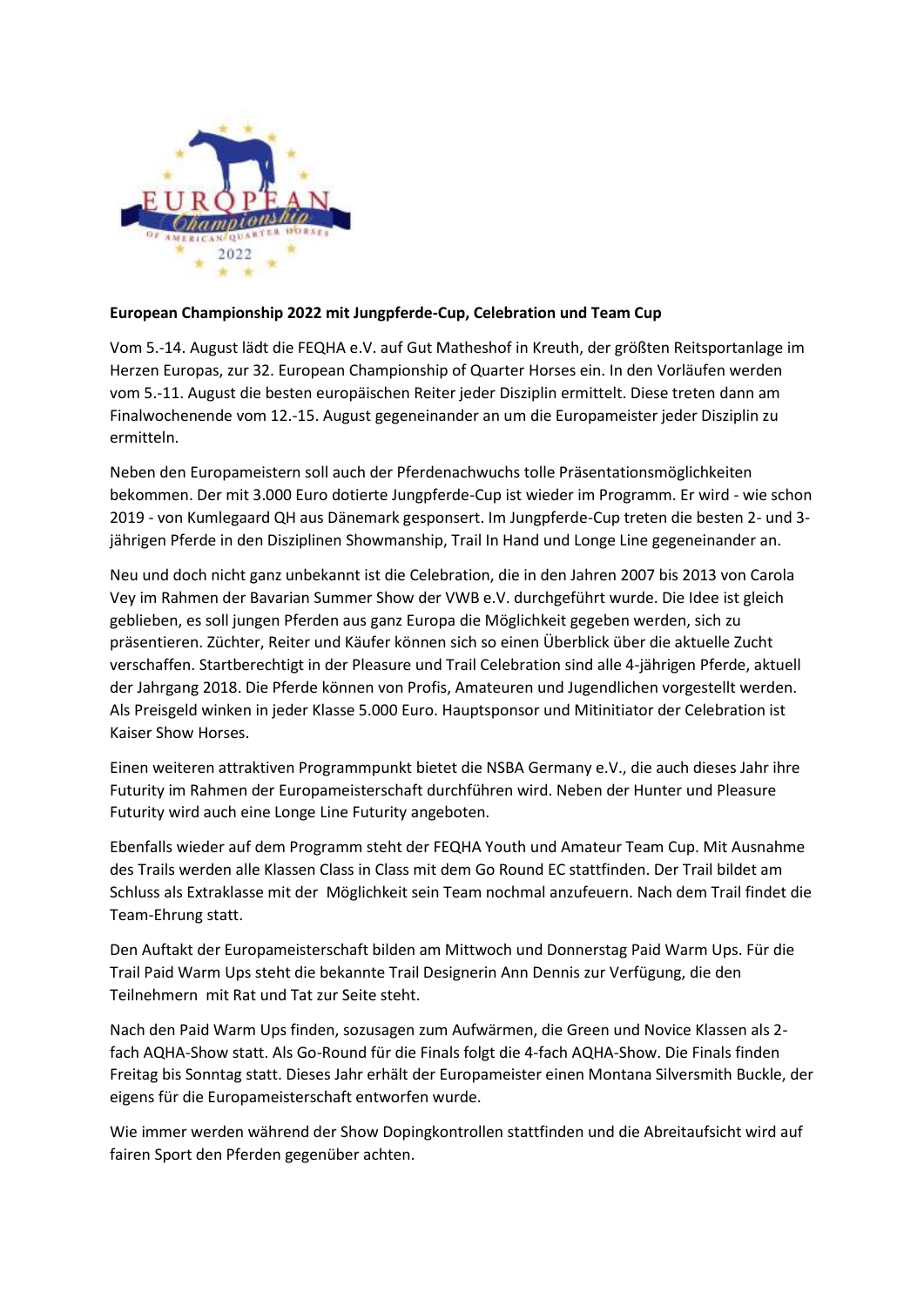**European Championship 2022 mit Jungpferde-Cup, Celebration und Team Cup**

Vom 5.-14. August lädt die FEQHA e.V. auf Gut Matheshof in Kreuth, der größten Reitsportanlage im Herzen Europas, zur 32. European Championship of Quarter Horses ein. In den Vorläufen werden vom 5.-11. August die besten europäischen Reiter jeder Disziplin ermittelt. Diese treten dann am Finalwochenende vom 12.-15. August gegeneinander an um die Europameister jeder Disziplin zu ermitteln.

Neben den Europameistern soll auch der Pferdenachwuchs tolle Präsentationsmöglichkeiten bekommen. Der mit 3.000 Euro dotierte Jungpferde-Cup ist wieder im Programm. Er wird - wie schon 2019 - von Kumlegaard QH aus Dänemark gesponsert. Im Jungpferde-Cup treten die besten 2- und 3-jährigen Pferde in den Disziplinen Showmanship, Trail In Hand und Longe Line gegeneinander an.

Neu und doch nicht ganz unbekannt ist die Celebration, die in den Jahren 2007 bis 2013 von Carola Vey im Rahmen der Bavarian Summer Show der VWB e.V. durchgeführt wurde. Die Idee ist gleich geblieben, es soll jungen Pferden aus ganz Europa die Möglichkeit gegeben werden, sich zu präsentieren. Züchter, Reiter und Käufer können sich so einen Überblick über die aktuelle Zucht verschaffen. Startberechtigt in der Pleasure und Trail Celebration sind alle 4-jährigen Pferde, aktuell der Jahrgang 2018. Die Pferde können von Profis, Amateuren und Jugendlichen vorgestellt werden. Als Preisgeld winken in jeder Klasse 5.000 Euro. Hauptsponsor und Mitinitiator der Celebration ist Kaiser Show Horses.

Einen weiteren attraktiven Programmpunkt bietet die NSBA Germany e.V., die auch dieses Jahr ihre Futurity im Rahmen der Europameisterschaft durchführen wird. Neben der Hunter und Pleasure Futurity wird auch eine Longe Line Futurity angeboten.

Ebenfalls wieder auf dem Programm steht der FEQHA Youth und Amateur Team Cup. Mit Ausnahme des Trails werden alle Klassen Class in Class mit dem Go Round EC stattfinden. Der Trail bildet am Schluss als Extraklasse mit der Möglichkeit sein Team nochmal anzufeuern. Nach dem Trail findet die Team-Ehrung statt.

Den Auftakt der Europameisterschaft bilden am Mittwoch und Donnerstag Paid Warm Ups. Für die Trail Paid Warm Ups steht die bekannte Trail Designerin Ann Dennis zur Verfügung, die den Teilnehmern mit Rat und Tat zur Seite steht.

Nach den Paid Warm Ups finden, sozusagen zum Aufwärmen, die Green und Novice Klassen als 2-fach AQHA-Show statt. Als Go-Round für die Finals folgt die 4-fach AQHA-Show. Die Finals finden Freitag bis Sonntag statt. Dieses Jahr erhält der Europameister einen Montana Silversmith Buckle, der eigens für die Europameisterschaft entworfen wurde.

Wie immer werden während der Show Dopingkontrollen stattfinden und die Abreitaufsicht wird auf fairen Sport den Pferden gegenüber achten.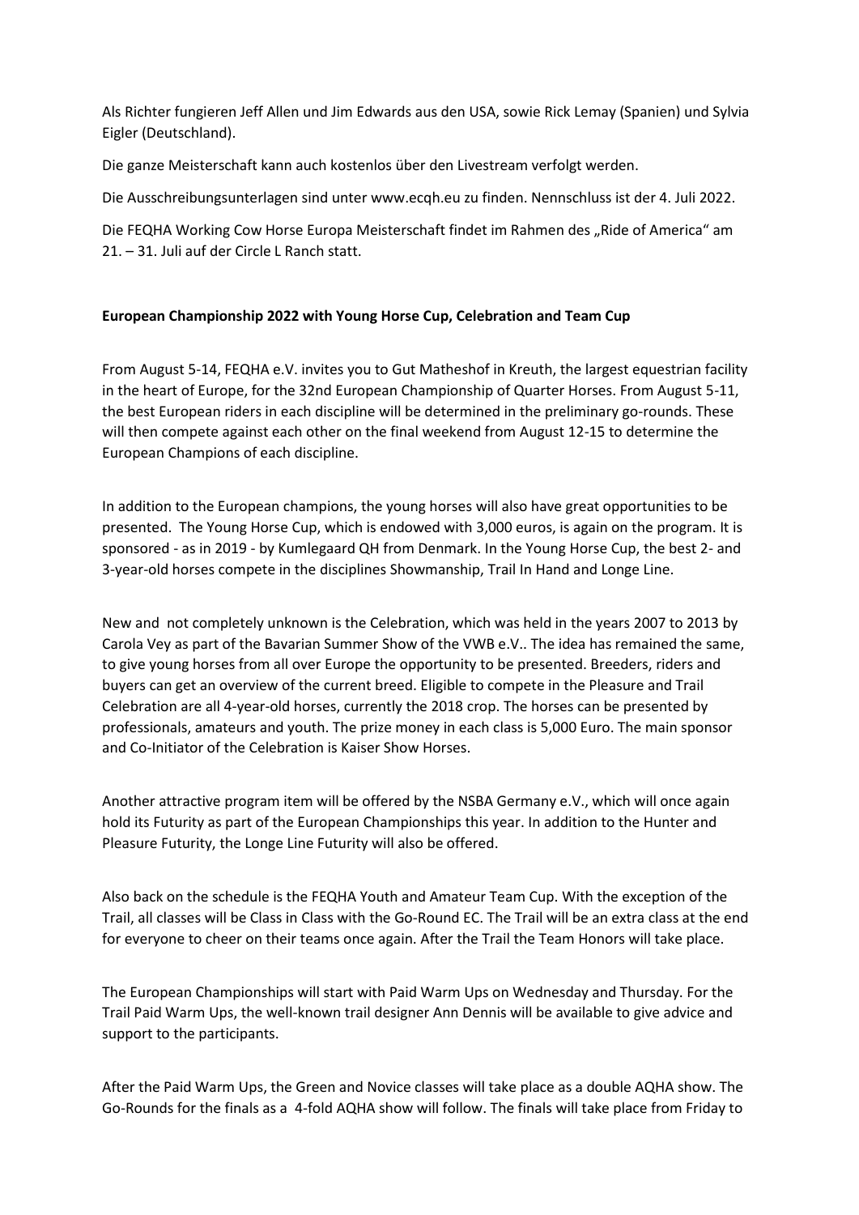Als Richter fungieren Jeff Allen und Jim Edwards aus den USA, sowie Rick Lemay (Spanien) und Sylvia Eigler (Deutschland).

Die ganze Meisterschaft kann auch kostenlos über den Livestream verfolgt werden.

Die Ausschreibungsunterlagen sind unter www.ecqh.eu zu finden. Nennschluss ist der 4. Juli 2022.

Die FEQHA Working Cow Horse Europa Meisterschaft findet im Rahmen des „Ride of America" am 21. – 31. Juli auf der Circle L Ranch statt.

**European Championship 2022 with Young Horse Cup, Celebration and Team Cup**

From August 5-14, FEQHA e.V. invites you to Gut Matheshof in Kreuth, the largest equestrian facility in the heart of Europe, for the 32nd European Championship of Quarter Horses. From August 5-11, the best European riders in each discipline will be determined in the preliminary go-rounds. These will then compete against each other on the final weekend from August 12-15 to determine the European Champions of each discipline.

In addition to the European champions, the young horses will also have great opportunities to be presented. The Young Horse Cup, which is endowed with 3,000 euros, is again on the program. It is sponsored - as in 2019 - by Kumlegaard QH from Denmark. In the Young Horse Cup, the best 2- and 3-year-old horses compete in the disciplines Showmanship, Trail In Hand and Longe Line.

New and not completely unknown is the Celebration, which was held in the years 2007 to 2013 by Carola Vey as part of the Bavarian Summer Show of the VWB e.V.. The idea has remained the same, to give young horses from all over Europe the opportunity to be presented. Breeders, riders and buyers can get an overview of the current breed. Eligible to compete in the Pleasure and Trail Celebration are all 4-year-old horses, currently the 2018 crop. The horses can be presented by professionals, amateurs and youth. The prize money in each class is 5,000 Euro. The main sponsor and Co-Initiator of the Celebration is Kaiser Show Horses.

Another attractive program item will be offered by the NSBA Germany e.V., which will once again hold its Futurity as part of the European Championships this year. In addition to the Hunter and Pleasure Futurity, the Longe Line Futurity will also be offered.

Also back on the schedule is the FEQHA Youth and Amateur Team Cup. With the exception of the Trail, all classes will be Class in Class with the Go-Round EC. The Trail will be an extra class at the end for everyone to cheer on their teams once again. After the Trail the Team Honors will take place.

The European Championships will start with Paid Warm Ups on Wednesday and Thursday. For the Trail Paid Warm Ups, the well-known trail designer Ann Dennis will be available to give advice and support to the participants.

After the Paid Warm Ups, the Green and Novice classes will take place as a double AQHA show. The Go-Rounds for the finals as a 4-fold AQHA show will follow. The finals will take place from Friday to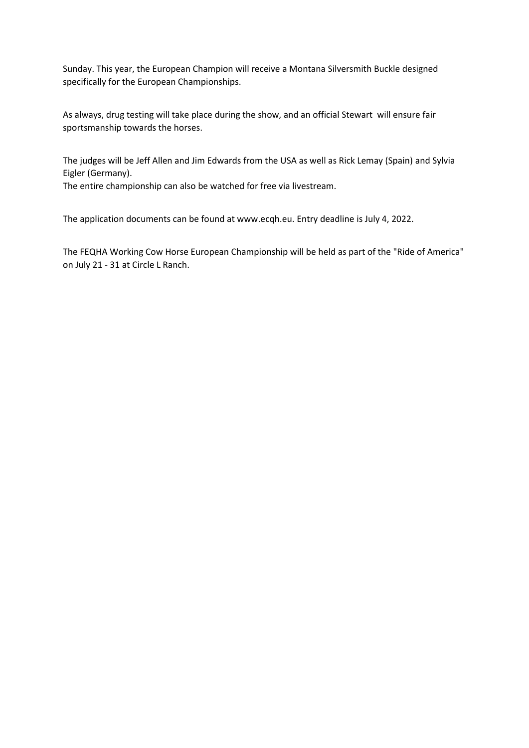Sunday. This year, the European Champion will receive a Montana Silversmith Buckle designed specifically for the European Championships.

As always, drug testing will take place during the show, and an official Stewart will ensure fair sportsmanship towards the horses.

The judges will be Jeff Allen and Jim Edwards from the USA as well as Rick Lemay (Spain) and Sylvia Eigler (Germany).
The entire championship can also be watched for free via livestream.

The application documents can be found at www.ecqh.eu. Entry deadline is July 4, 2022.

The FEQHA Working Cow Horse European Championship will be held as part of the "Ride of America" on July 21 - 31 at Circle L Ranch.